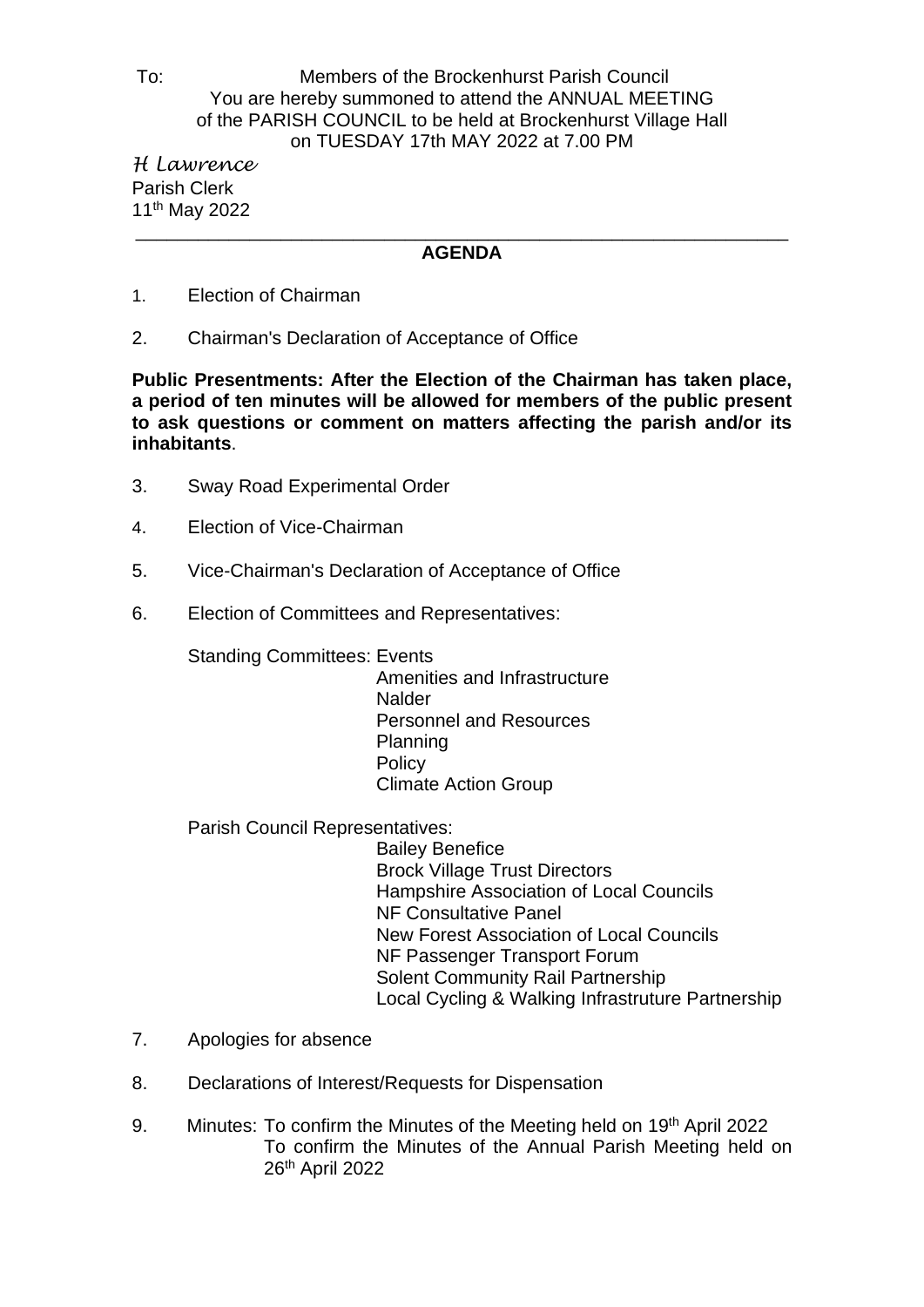To: Members of the Brockenhurst Parish Council

You are hereby summoned to attend the ANNUAL MEETING of the PARISH COUNCIL to be held at Brockenhurst Village Hall on TUESDAY 17th MAY 2022 at 7.00 PM

*H Lawrence*
Parish Clerk
11th May 2022

---

## AGENDA

1. Election of Chairman

2. Chairman's Declaration of Acceptance of Office

**Public Presentments: After the Election of the Chairman has taken place, a period of ten minutes will be allowed for members of the public present to ask questions or comment on matters affecting the parish and/or its inhabitants**.

3. Sway Road Experimental Order

4. Election of Vice-Chairman

5. Vice-Chairman's Declaration of Acceptance of Office

6. Election of Committees and Representatives:

   Standing Committees: Events
   Amenities and Infrastructure
   Nalder
   Personnel and Resources
   Planning
   Policy
   Climate Action Group

   Parish Council Representatives:
   Bailey Benefice
   Brock Village Trust Directors
   Hampshire Association of Local Councils
   NF Consultative Panel
   New Forest Association of Local Councils
   NF Passenger Transport Forum
   Solent Community Rail Partnership
   Local Cycling & Walking Infrastruture Partnership

7. Apologies for absence

8. Declarations of Interest/Requests for Dispensation

9. Minutes: To confirm the Minutes of the Meeting held on 19th April 2022
   To confirm the Minutes of the Annual Parish Meeting held on 26th April 2022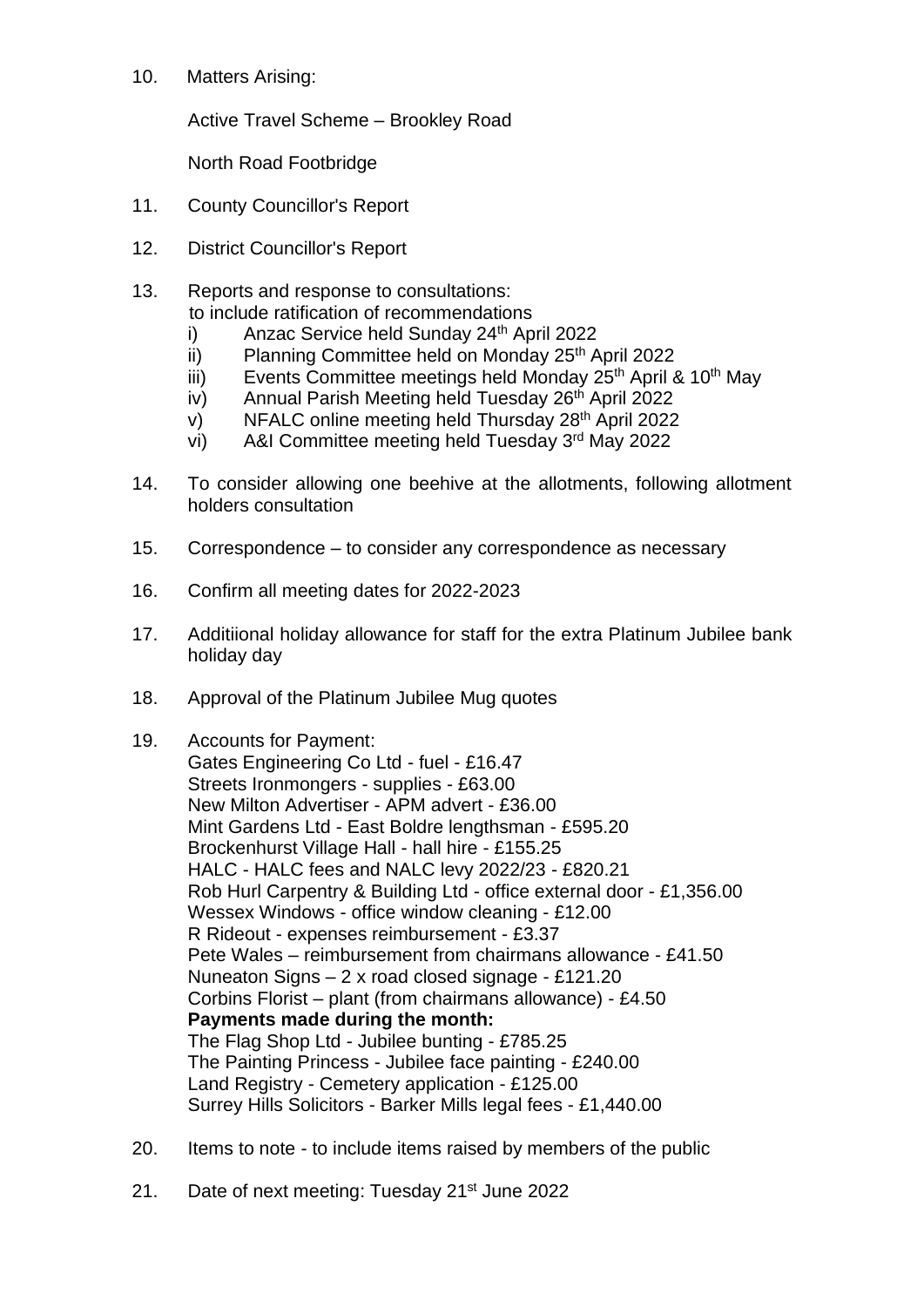10. Matters Arising:

    Active Travel Scheme – Brookley Road

    North Road Footbridge

11. County Councillor's Report

12. District Councillor's Report

13. Reports and response to consultations:
    to include ratification of recommendations
    i) Anzac Service held Sunday 24th April 2022
    ii) Planning Committee held on Monday 25th April 2022
    iii) Events Committee meetings held Monday 25th April & 10th May
    iv) Annual Parish Meeting held Tuesday 26th April 2022
    v) NFALC online meeting held Thursday 28th April 2022
    vi) A&I Committee meeting held Tuesday 3rd May 2022

14. To consider allowing one beehive at the allotments, following allotment holders consultation

15. Correspondence – to consider any correspondence as necessary

16. Confirm all meeting dates for 2022-2023

17. Additiional holiday allowance for staff for the extra Platinum Jubilee bank holiday day

18. Approval of the Platinum Jubilee Mug quotes

19. Accounts for Payment:
    Gates Engineering Co Ltd - fuel - £16.47
    Streets Ironmongers - supplies - £63.00
    New Milton Advertiser - APM advert - £36.00
    Mint Gardens Ltd - East Boldre lengthsman - £595.20
    Brockenhurst Village Hall - hall hire - £155.25
    HALC - HALC fees and NALC levy 2022/23 - £820.21
    Rob Hurl Carpentry & Building Ltd - office external door - £1,356.00
    Wessex Windows - office window cleaning - £12.00
    R Rideout - expenses reimbursement - £3.37
    Pete Wales – reimbursement from chairmans allowance - £41.50
    Nuneaton Signs – 2 x road closed signage - £121.20
    Corbins Florist – plant (from chairmans allowance) - £4.50
    **Payments made during the month:**
    The Flag Shop Ltd - Jubilee bunting - £785.25
    The Painting Princess - Jubilee face painting - £240.00
    Land Registry - Cemetery application - £125.00
    Surrey Hills Solicitors - Barker Mills legal fees - £1,440.00

20. Items to note - to include items raised by members of the public

21. Date of next meeting: Tuesday 21st June 2022